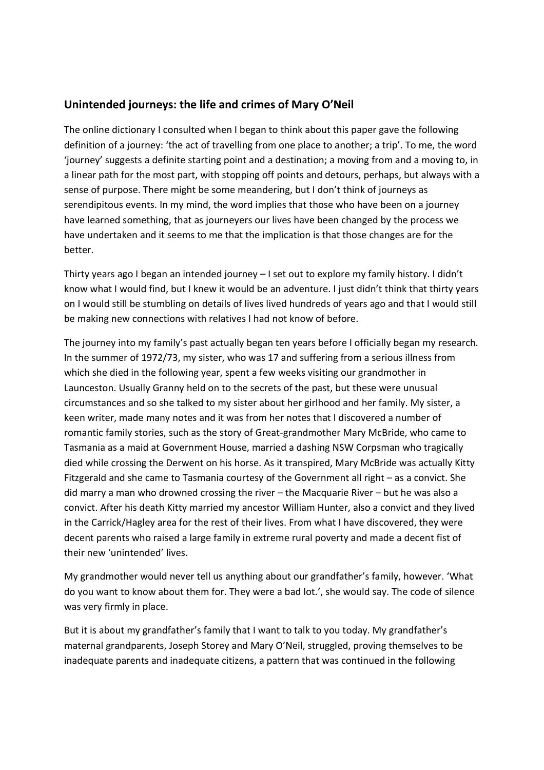## Unintended journeys: the life and crimes of Mary O'Neil

The online dictionary I consulted when I began to think about this paper gave the following definition of a journey: 'the act of travelling from one place to another; a trip'. To me, the word 'journey' suggests a definite starting point and a destination; a moving from and a moving to, in a linear path for the most part, with stopping off points and detours, perhaps, but always with a sense of purpose. There might be some meandering, but I don't think of journeys as serendipitous events. In my mind, the word implies that those who have been on a journey have learned something, that as journeyers our lives have been changed by the process we have undertaken and it seems to me that the implication is that those changes are for the better.

Thirty years ago I began an intended journey – I set out to explore my family history. I didn't know what I would find, but I knew it would be an adventure. I just didn't think that thirty years on I would still be stumbling on details of lives lived hundreds of years ago and that I would still be making new connections with relatives I had not know of before.

The journey into my family's past actually began ten years before I officially began my research. In the summer of 1972/73, my sister, who was 17 and suffering from a serious illness from which she died in the following year, spent a few weeks visiting our grandmother in Launceston. Usually Granny held on to the secrets of the past, but these were unusual circumstances and so she talked to my sister about her girlhood and her family. My sister, a keen writer, made many notes and it was from her notes that I discovered a number of romantic family stories, such as the story of Great-grandmother Mary McBride, who came to Tasmania as a maid at Government House, married a dashing NSW Corpsman who tragically died while crossing the Derwent on his horse. As it transpired, Mary McBride was actually Kitty Fitzgerald and she came to Tasmania courtesy of the Government all right – as a convict. She did marry a man who drowned crossing the river – the Macquarie River – but he was also a convict. After his death Kitty married my ancestor William Hunter, also a convict and they lived in the Carrick/Hagley area for the rest of their lives. From what I have discovered, they were decent parents who raised a large family in extreme rural poverty and made a decent fist of their new 'unintended' lives.

My grandmother would never tell us anything about our grandfather's family, however. 'What do you want to know about them for. They were a bad lot.', she would say. The code of silence was very firmly in place.

But it is about my grandfather's family that I want to talk to you today. My grandfather's maternal grandparents, Joseph Storey and Mary O'Neil, struggled, proving themselves to be inadequate parents and inadequate citizens, a pattern that was continued in the following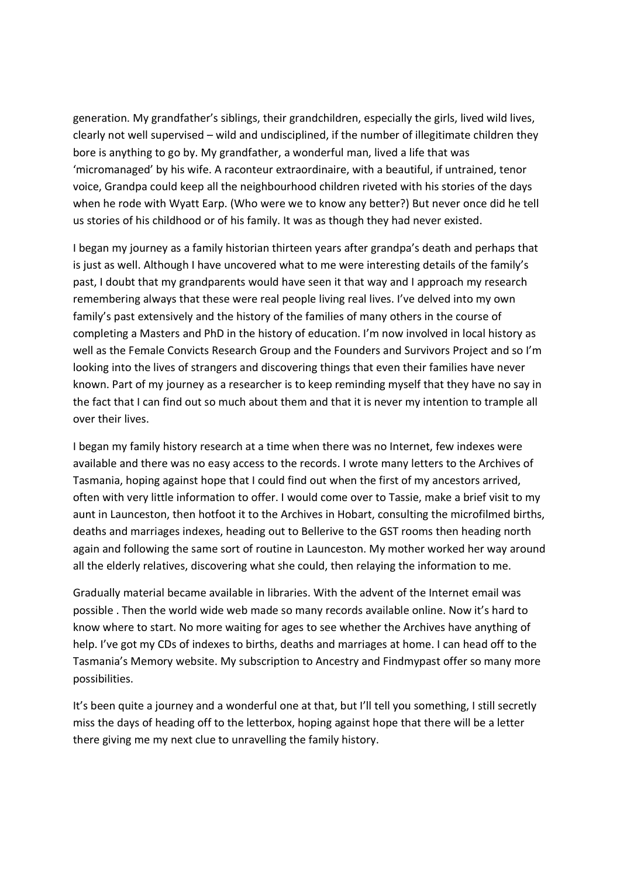generation. My grandfather's siblings, their grandchildren, especially the girls, lived wild lives, clearly not well supervised – wild and undisciplined, if the number of illegitimate children they bore is anything to go by. My grandfather, a wonderful man, lived a life that was 'micromanaged' by his wife. A raconteur extraordinaire, with a beautiful, if untrained, tenor voice, Grandpa could keep all the neighbourhood children riveted with his stories of the days when he rode with Wyatt Earp. (Who were we to know any better?) But never once did he tell us stories of his childhood or of his family. It was as though they had never existed.

I began my journey as a family historian thirteen years after grandpa's death and perhaps that is just as well. Although I have uncovered what to me were interesting details of the family's past, I doubt that my grandparents would have seen it that way and I approach my research remembering always that these were real people living real lives. I've delved into my own family's past extensively and the history of the families of many others in the course of completing a Masters and PhD in the history of education. I'm now involved in local history as well as the Female Convicts Research Group and the Founders and Survivors Project and so I'm looking into the lives of strangers and discovering things that even their families have never known. Part of my journey as a researcher is to keep reminding myself that they have no say in the fact that I can find out so much about them and that it is never my intention to trample all over their lives.

I began my family history research at a time when there was no Internet, few indexes were available and there was no easy access to the records. I wrote many letters to the Archives of Tasmania, hoping against hope that I could find out when the first of my ancestors arrived, often with very little information to offer. I would come over to Tassie, make a brief visit to my aunt in Launceston, then hotfoot it to the Archives in Hobart, consulting the microfilmed births, deaths and marriages indexes, heading out to Bellerive to the GST rooms then heading north again and following the same sort of routine in Launceston. My mother worked her way around all the elderly relatives, discovering what she could, then relaying the information to me.

Gradually material became available in libraries. With the advent of the Internet email was possible . Then the world wide web made so many records available online. Now it's hard to know where to start. No more waiting for ages to see whether the Archives have anything of help. I've got my CDs of indexes to births, deaths and marriages at home. I can head off to the Tasmania's Memory website. My subscription to Ancestry and Findmypast offer so many more possibilities.

It's been quite a journey and a wonderful one at that, but I'll tell you something, I still secretly miss the days of heading off to the letterbox, hoping against hope that there will be a letter there giving me my next clue to unravelling the family history.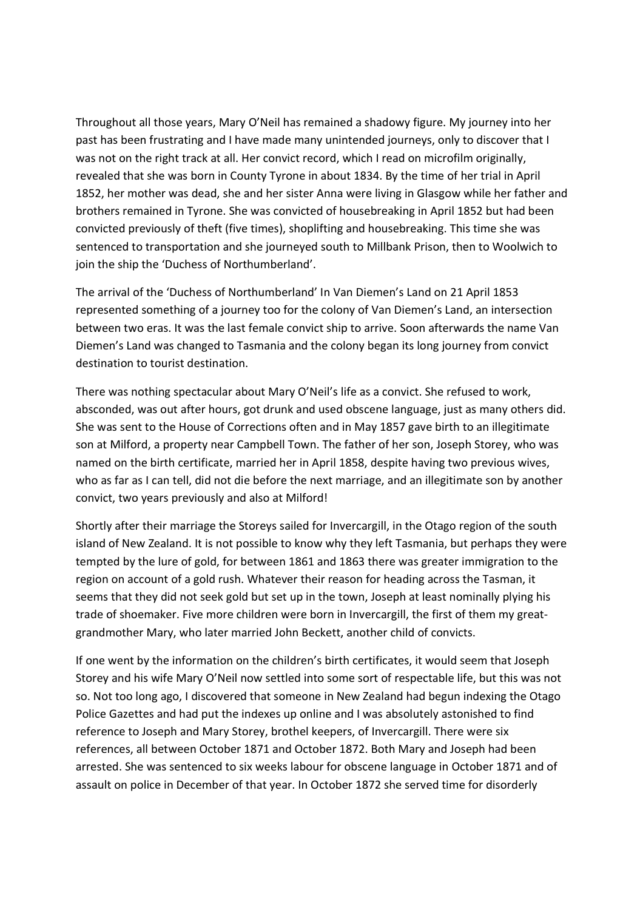Throughout all those years, Mary O'Neil has remained a shadowy figure. My journey into her past has been frustrating and I have made many unintended journeys, only to discover that I was not on the right track at all. Her convict record, which I read on microfilm originally, revealed that she was born in County Tyrone in about 1834. By the time of her trial in April 1852, her mother was dead, she and her sister Anna were living in Glasgow while her father and brothers remained in Tyrone. She was convicted of housebreaking in April 1852 but had been convicted previously of theft (five times), shoplifting and housebreaking. This time she was sentenced to transportation and she journeyed south to Millbank Prison, then to Woolwich to join the ship the 'Duchess of Northumberland'.

The arrival of the 'Duchess of Northumberland' In Van Diemen's Land on 21 April 1853 represented something of a journey too for the colony of Van Diemen's Land, an intersection between two eras. It was the last female convict ship to arrive. Soon afterwards the name Van Diemen's Land was changed to Tasmania and the colony began its long journey from convict destination to tourist destination.

There was nothing spectacular about Mary O'Neil's life as a convict. She refused to work, absconded, was out after hours, got drunk and used obscene language, just as many others did. She was sent to the House of Corrections often and in May 1857 gave birth to an illegitimate son at Milford, a property near Campbell Town. The father of her son, Joseph Storey, who was named on the birth certificate, married her in April 1858, despite having two previous wives, who as far as I can tell, did not die before the next marriage, and an illegitimate son by another convict, two years previously and also at Milford!

Shortly after their marriage the Storeys sailed for Invercargill, in the Otago region of the south island of New Zealand. It is not possible to know why they left Tasmania, but perhaps they were tempted by the lure of gold, for between 1861 and 1863 there was greater immigration to the region on account of a gold rush. Whatever their reason for heading across the Tasman, it seems that they did not seek gold but set up in the town, Joseph at least nominally plying his trade of shoemaker. Five more children were born in Invercargill, the first of them my great-grandmother Mary, who later married John Beckett, another child of convicts.

If one went by the information on the children's birth certificates, it would seem that Joseph Storey and his wife Mary O'Neil now settled into some sort of respectable life, but this was not so. Not too long ago, I discovered that someone in New Zealand had begun indexing the Otago Police Gazettes and had put the indexes up online and I was absolutely astonished to find reference to Joseph and Mary Storey, brothel keepers, of Invercargill. There were six references, all between October 1871 and October 1872. Both Mary and Joseph had been arrested. She was sentenced to six weeks labour for obscene language in October 1871 and of assault on police in December of that year. In October 1872 she served time for disorderly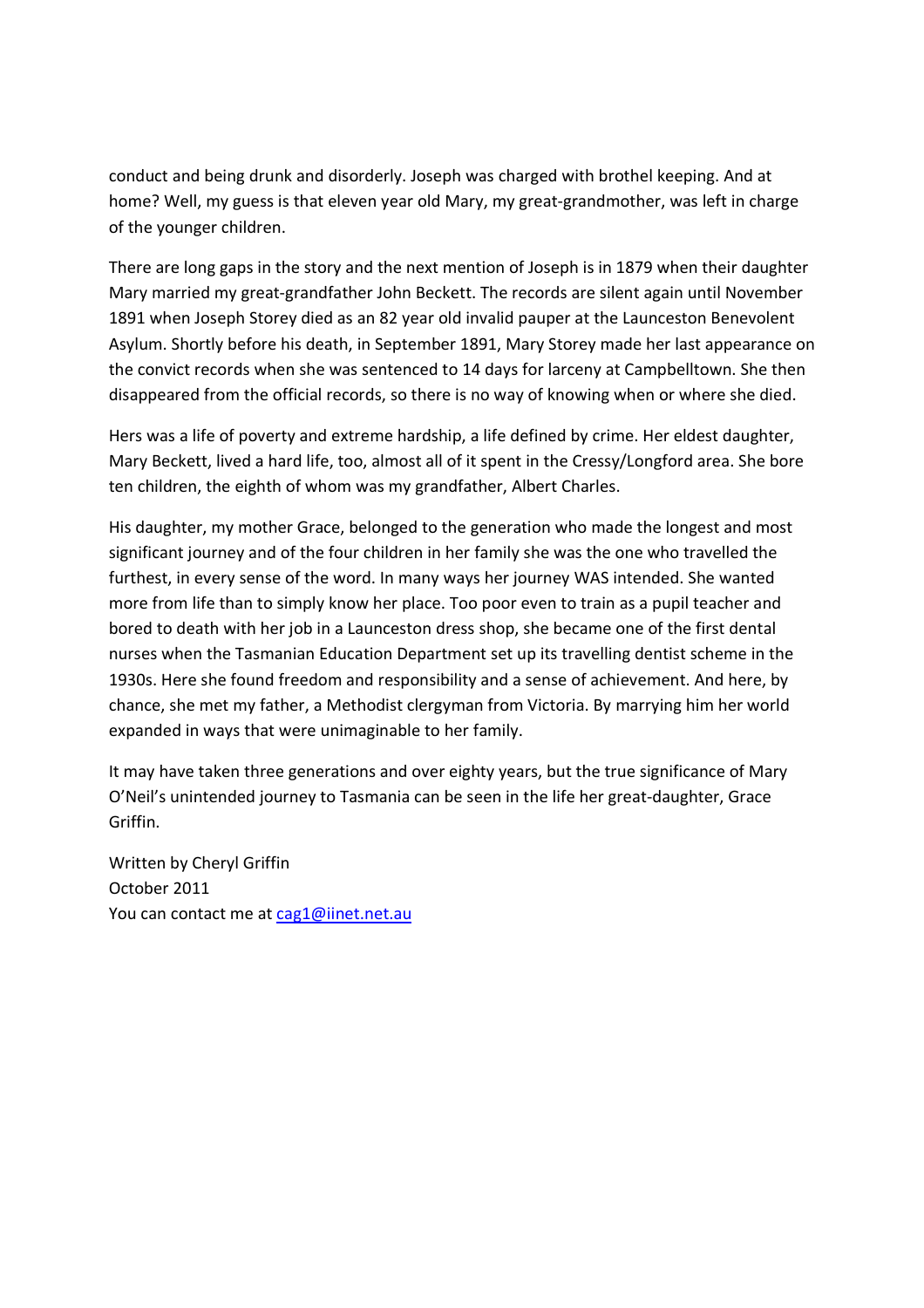conduct and being drunk and disorderly. Joseph was charged with brothel keeping. And at home? Well, my guess is that eleven year old Mary, my great-grandmother, was left in charge of the younger children.

There are long gaps in the story and the next mention of Joseph is in 1879 when their daughter Mary married my great-grandfather John Beckett. The records are silent again until November 1891 when Joseph Storey died as an 82 year old invalid pauper at the Launceston Benevolent Asylum. Shortly before his death, in September 1891, Mary Storey made her last appearance on the convict records when she was sentenced to 14 days for larceny at Campbelltown. She then disappeared from the official records, so there is no way of knowing when or where she died.

Hers was a life of poverty and extreme hardship, a life defined by crime. Her eldest daughter, Mary Beckett, lived a hard life, too, almost all of it spent in the Cressy/Longford area. She bore ten children, the eighth of whom was my grandfather, Albert Charles.

His daughter, my mother Grace, belonged to the generation who made the longest and most significant journey and of the four children in her family she was the one who travelled the furthest, in every sense of the word. In many ways her journey WAS intended. She wanted more from life than to simply know her place. Too poor even to train as a pupil teacher and bored to death with her job in a Launceston dress shop, she became one of the first dental nurses when the Tasmanian Education Department set up its travelling dentist scheme in the 1930s. Here she found freedom and responsibility and a sense of achievement. And here, by chance, she met my father, a Methodist clergyman from Victoria. By marrying him her world expanded in ways that were unimaginable to her family.

It may have taken three generations and over eighty years, but the true significance of Mary O'Neil's unintended journey to Tasmania can be seen in the life her great-daughter, Grace Griffin.

Written by Cheryl Griffin
October 2011
You can contact me at cag1@iinet.net.au